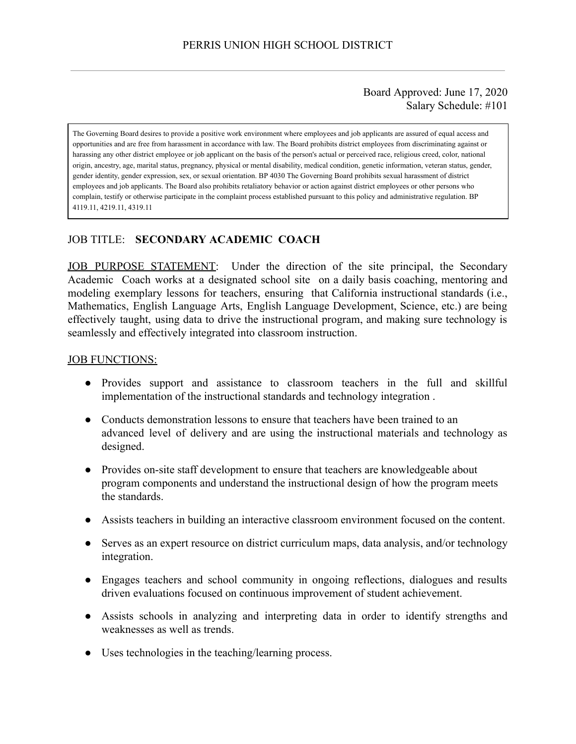# PERRIS UNION HIGH SCHOOL DISTRICT

Board Approved: June 17, 2020
Salary Schedule: #101

> The Governing Board desires to provide a positive work environment where employees and job applicants are assured of equal access and opportunities and are free from harassment in accordance with law. The Board prohibits district employees from discriminating against or harassing any other district employee or job applicant on the basis of the person's actual or perceived race, religious creed, color, national origin, ancestry, age, marital status, pregnancy, physical or mental disability, medical condition, genetic information, veteran status, gender, gender identity, gender expression, sex, or sexual orientation. BP 4030 The Governing Board prohibits sexual harassment of district employees and job applicants. The Board also prohibits retaliatory behavior or action against district employees or other persons who complain, testify or otherwise participate in the complaint process established pursuant to this policy and administrative regulation. BP 4119.11, 4219.11, 4319.11

JOB TITLE: **SECONDARY ACADEMIC COACH**

JOB PURPOSE STATEMENT: Under the direction of the site principal, the Secondary Academic Coach works at a designated school site on a daily basis coaching, mentoring and modeling exemplary lessons for teachers, ensuring that California instructional standards (i.e., Mathematics, English Language Arts, English Language Development, Science, etc.) are being effectively taught, using data to drive the instructional program, and making sure technology is seamlessly and effectively integrated into classroom instruction.

JOB FUNCTIONS:

- Provides support and assistance to classroom teachers in the full and skillful implementation of the instructional standards and technology integration .
- Conducts demonstration lessons to ensure that teachers have been trained to an advanced level of delivery and are using the instructional materials and technology as designed.
- Provides on-site staff development to ensure that teachers are knowledgeable about program components and understand the instructional design of how the program meets the standards.
- Assists teachers in building an interactive classroom environment focused on the content.
- Serves as an expert resource on district curriculum maps, data analysis, and/or technology integration.
- Engages teachers and school community in ongoing reflections, dialogues and results driven evaluations focused on continuous improvement of student achievement.
- Assists schools in analyzing and interpreting data in order to identify strengths and weaknesses as well as trends.
- Uses technologies in the teaching/learning process.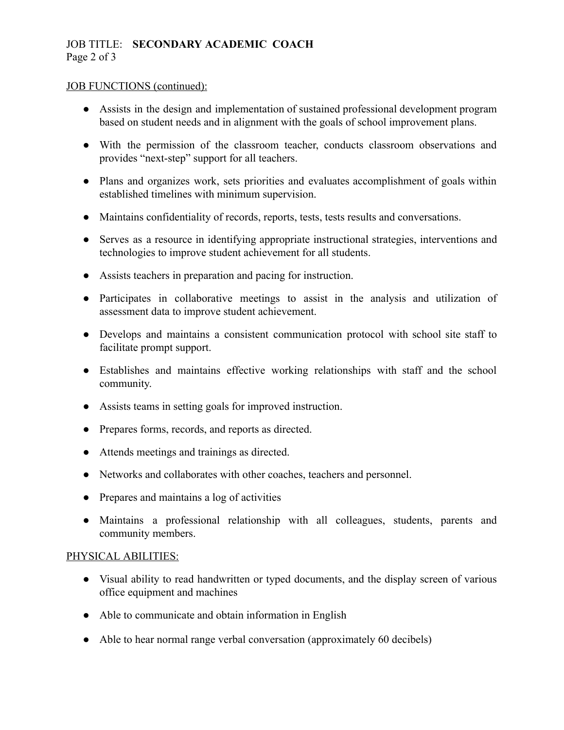## JOB FUNCTIONS (continued):

- Assists in the design and implementation of sustained professional development program based on student needs and in alignment with the goals of school improvement plans.
- With the permission of the classroom teacher, conducts classroom observations and provides "next-step" support for all teachers.
- Plans and organizes work, sets priorities and evaluates accomplishment of goals within established timelines with minimum supervision.
- Maintains confidentiality of records, reports, tests, tests results and conversations.
- Serves as a resource in identifying appropriate instructional strategies, interventions and technologies to improve student achievement for all students.
- Assists teachers in preparation and pacing for instruction.
- Participates in collaborative meetings to assist in the analysis and utilization of assessment data to improve student achievement.
- Develops and maintains a consistent communication protocol with school site staff to facilitate prompt support.
- Establishes and maintains effective working relationships with staff and the school community.
- Assists teams in setting goals for improved instruction.
- Prepares forms, records, and reports as directed.
- Attends meetings and trainings as directed.
- Networks and collaborates with other coaches, teachers and personnel.
- Prepares and maintains a log of activities
- Maintains a professional relationship with all colleagues, students, parents and community members.

## PHYSICAL ABILITIES:

- Visual ability to read handwritten or typed documents, and the display screen of various office equipment and machines
- Able to communicate and obtain information in English
- Able to hear normal range verbal conversation (approximately 60 decibels)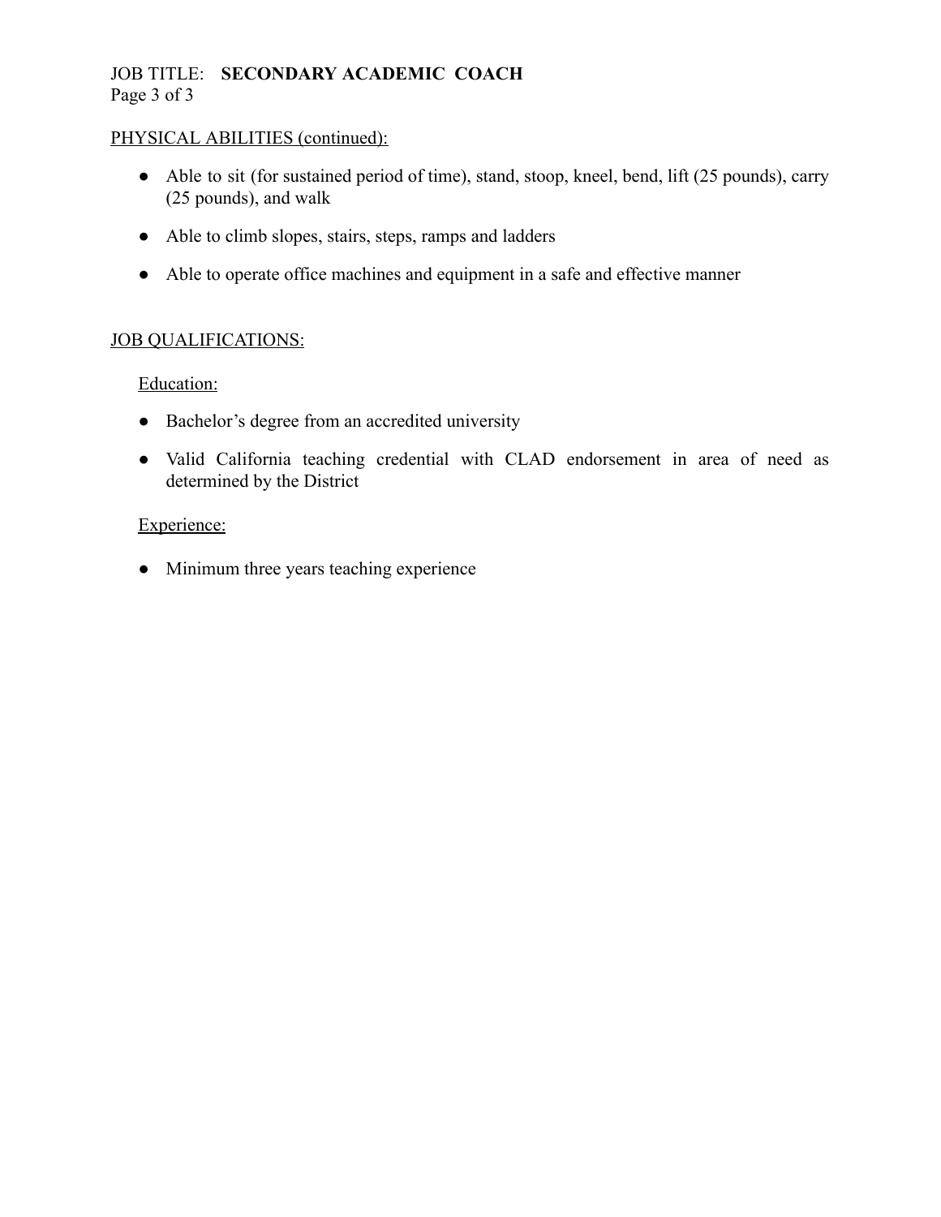PHYSICAL ABILITIES (continued):

- Able to sit (for sustained period of time), stand, stoop, kneel, bend, lift (25 pounds), carry (25 pounds), and walk
- Able to climb slopes, stairs, steps, ramps and ladders
- Able to operate office machines and equipment in a safe and effective manner

JOB QUALIFICATIONS:

Education:

- Bachelor's degree from an accredited university
- Valid California teaching credential with CLAD endorsement in area of need as determined by the District

Experience:

- Minimum three years teaching experience